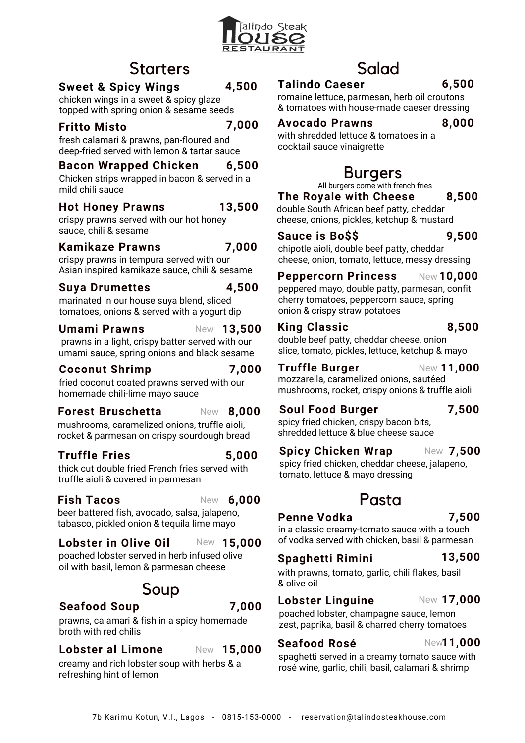# Talindo Steak House Restaurant

## Starters

**Sweet & Spicy Wings** 4,500
chicken wings in a sweet & spicy glaze topped with spring onion & sesame seeds

**Fritto Misto** 7,000
fresh calamari & prawns, pan-floured and deep-fried served with lemon & tartar sauce

**Bacon Wrapped Chicken** 6,500
Chicken strips wrapped in bacon & served in a mild chili sauce

**Hot Honey Prawns** 13,500
crispy prawns served with our hot honey sauce, chili & sesame

**Kamikaze Prawns** 7,000
crispy prawns in tempura served with our Asian inspired kamikaze sauce, chili & sesame

**Suya Drumettes** 4,500
marinated in our house suya blend, sliced tomatoes, onions & served with a yogurt dip

**Umami Prawns** New 13,500
prawns in a light, crispy batter served with our umami sauce, spring onions and black sesame

**Coconut Shrimp** 7,000
fried coconut coated prawns served with our homemade chili-lime mayo sauce

**Forest Bruschetta** New 8,000
mushrooms, caramelized onions, truffle aioli, rocket & parmesan on crispy sourdough bread

**Truffle Fries** 5,000
thick cut double fried French fries served with truffle aioli & covered in parmesan

**Fish Tacos** New 6,000
beer battered fish, avocado, salsa, jalapeno, tabasco, pickled onion & tequila lime mayo

**Lobster in Olive Oil** New 15,000
poached lobster served in herb infused olive oil with basil, lemon & parmesan cheese

## Soup

**Seafood Soup** 7,000
prawns, calamari & fish in a spicy homemade broth with red chilis

**Lobster al Limone** New 15,000
creamy and rich lobster soup with herbs & a refreshing hint of lemon

## Salad

**Talindo Caeser** 6,500
romaine lettuce, parmesan, herb oil croutons & tomatoes with house-made caeser dressing

**Avocado Prawns** 8,000
with shredded lettuce & tomatoes in a cocktail sauce vinaigrette

## Burgers

All burgers come with french fries

**The Royale with Cheese** 8,500
double South African beef patty, cheddar cheese, onions, pickles, ketchup & mustard

**Sauce is Bo$$** 9,500
chipotle aioli, double beef patty, cheddar cheese, onion, tomato, lettuce, messy dressing

**Peppercorn Princess** New 10,000
peppered mayo, double patty, parmesan, confit cherry tomatoes, peppercorn sauce, spring onion & crispy straw potatoes

**King Classic** 8,500
double beef patty, cheddar cheese, onion slice, tomato, pickles, lettuce, ketchup & mayo

**Truffle Burger** New 11,000
mozzarella, caramelized onions, sautéed mushrooms, rocket, crispy onions & truffle aioli

**Soul Food Burger** 7,500
spicy fried chicken, crispy bacon bits, shredded lettuce & blue cheese sauce

**Spicy Chicken Wrap** New 7,500
spicy fried chicken, cheddar cheese, jalapeno, tomato, lettuce & mayo dressing

## Pasta

**Penne Vodka** 7,500
in a classic creamy-tomato sauce with a touch of vodka served with chicken, basil & parmesan

**Spaghetti Rimini** 13,500
with prawns, tomato, garlic, chili flakes, basil & olive oil

**Lobster Linguine** New 17,000
poached lobster, champagne sauce, lemon zest, paprika, basil & charred cherry tomatoes

**Seafood Rosé** New 11,000
spaghetti served in a creamy tomato sauce with rosé wine, garlic, chili, basil, calamari & shrimp

7b Karimu Kotun, V.I., Lagos - 0815-153-0000 - reservation@talindosteakhouse.com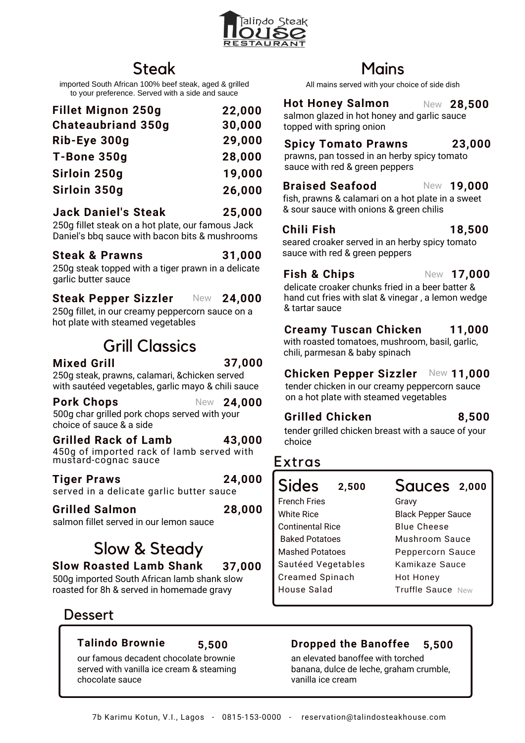# Talindo Steak House Restaurant

## Steak

imported South African 100% beef steak, aged & grilled to your preference. Served with a side and sauce

**Fillet Mignon 250g** 22,000

**Chateaubriand 350g** 30,000

**Rib-Eye 300g** 29,000

**T-Bone 350g** 28,000

**Sirloin 250g** 19,000

**Sirloin 350g** 26,000

**Jack Daniel's Steak** 25,000
250g fillet steak on a hot plate, our famous Jack Daniel's bbq sauce with bacon bits & mushrooms

**Steak & Prawns** 31,000
250g steak topped with a tiger prawn in a delicate garlic butter sauce

**Steak Pepper Sizzler** New 24,000
250g fillet, in our creamy peppercorn sauce on a hot plate with steamed vegetables

## Grill Classics

**Mixed Grill** 37,000
250g steak, prawns, calamari, &chicken served with sautéed vegetables, garlic mayo & chili sauce

**Pork Chops** New 24,000
500g char grilled pork chops served with your choice of sauce & a side

**Grilled Rack of Lamb** 43,000
450g of imported rack of lamb served with mustard-cognac sauce

**Tiger Praws** 24,000
served in a delicate garlic butter sauce

**Grilled Salmon** 28,000
salmon fillet served in our lemon sauce

## Slow & Steady

**Slow Roasted Lamb Shank** 37,000
500g imported South African lamb shank slow roasted for 8h & served in homemade gravy

## Mains

All mains served with your choice of side dish

**Hot Honey Salmon** New 28,500
salmon glazed in hot honey and garlic sauce topped with spring onion

**Spicy Tomato Prawns** 23,000
prawns, pan tossed in an herby spicy tomato sauce with red & green peppers

**Braised Seafood** New 19,000
fish, prawns & calamari on a hot plate in a sweet & sour sauce with onions & green chilis

**Chili Fish** 18,500
seared croaker served in an herby spicy tomato sauce with red & green peppers

**Fish & Chips** New 17,000
delicate croaker chunks fried in a beer batter & hand cut fries with slat & vinegar , a lemon wedge & tartar sauce

**Creamy Tuscan Chicken** 11,000
with roasted tomatoes, mushroom, basil, garlic, chili, parmesan & baby spinach

**Chicken Pepper Sizzler** New 11,000
tender chicken in our creamy peppercorn sauce on a hot plate with steamed vegetables

**Grilled Chicken** 8,500
tender grilled chicken breast with a sauce of your choice

## Extras

### Sides 2,500

- French Fries
- White Rice
- Continental Rice
- Baked Potatoes
- Mashed Potatoes
- Sautéed Vegetables
- Creamed Spinach
- House Salad

### Sauces 2,000

- Gravy
- Black Pepper Sauce
- Blue Cheese
- Mushroom Sauce
- Peppercorn Sauce
- Kamikaze Sauce
- Hot Honey
- Truffle Sauce New

## Dessert

**Talindo Brownie** 5,500
our famous decadent chocolate brownie served with vanilla ice cream & steaming chocolate sauce

**Dropped the Banoffee** 5,500
an elevated banoffee with torched banana, dulce de leche, graham crumble, vanilla ice cream

7b Karimu Kotun, V.I., Lagos - 0815-153-0000 - reservation@talindosteakhouse.com